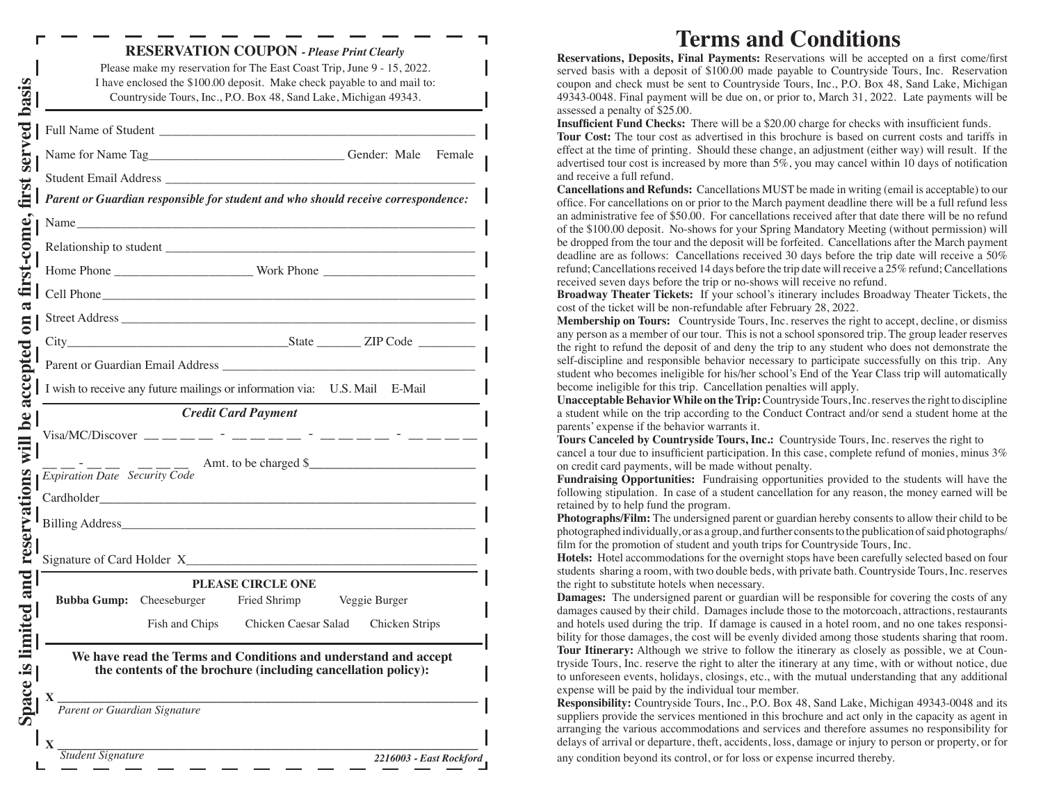## RESERVATION COUPON - *Please Print Clearly*

Please make my reservation for The East Coast Trip, June 9 - 15, 2022.
I have enclosed the $100.00 deposit. Make check payable to and mail to:
Countryside Tours, Inc., P.O. Box 48, Sand Lake, Michigan 49343.

Full Name of Student ______________________________________________

Name for Name Tag______________________________ Gender: Male Female

Student Email Address ______________________________________________

***Parent or Guardian responsible for student and who should receive correspondence:***

Name______________________________________________________________

Relationship to student ______________________________________________

Home Phone _____________________ Work Phone _______________________

Cell Phone_________________________________________________________

Street Address _____________________________________________________

City___________________________________State _______ ZIP Code ________

Parent or Guardian Email Address ______________________________________

I wish to receive any future mailings or information via: U.S. Mail E-Mail

***Credit Card Payment***

Visa/MC/Discover __ __ __ __ - __ __ __ __ - __ __ __ __ - __ __ __ __

__ __ - __ __ __ __ __ Amt. to be charged $_________________________
*Expiration Date Security Code*

Cardholder__________________________________________________________

Billing Address______________________________________________________

Signature of Card Holder X___________________________________________

**PLEASE CIRCLE ONE**

**Bubba Gump:** Cheeseburger Fried Shrimp Veggie Burger

Fish and Chips Chicken Caesar Salad Chicken Strips

**We have read the Terms and Conditions and understand and accept the contents of the brochure (including cancellation policy):**

X ___________________________________________________________________
*Parent or Guardian Signature*

X ___________________________________________________________________
*Student Signature*

***2216003 - East Rockford***

**Space is limited and reservations will be accepted on a first-come, first served basis**

# Terms and Conditions

**Reservations, Deposits, Final Payments:** Reservations will be accepted on a first come/first served basis with a deposit of $100.00 made payable to Countryside Tours, Inc. Reservation coupon and check must be sent to Countryside Tours, Inc., P.O. Box 48, Sand Lake, Michigan 49343-0048. Final payment will be due on, or prior to, March 31, 2022. Late payments will be assessed a penalty of $25.00.

**Insufficient Fund Checks:** There will be a $20.00 charge for checks with insufficient funds.

**Tour Cost:** The tour cost as advertised in this brochure is based on current costs and tariffs in effect at the time of printing. Should these change, an adjustment (either way) will result. If the advertised tour cost is increased by more than 5%, you may cancel within 10 days of notification and receive a full refund.

**Cancellations and Refunds:** Cancellations MUST be made in writing (email is acceptable) to our office. For cancellations on or prior to the March payment deadline there will be a full refund less an administrative fee of $50.00. For cancellations received after that date there will be no refund of the $100.00 deposit. No-shows for your Spring Mandatory Meeting (without permission) will be dropped from the tour and the deposit will be forfeited. Cancellations after the March payment deadline are as follows: Cancellations received 30 days before the trip date will receive a 50% refund; Cancellations received 14 days before the trip date will receive a 25% refund; Cancellations received seven days before the trip or no-shows will receive no refund.

**Broadway Theater Tickets:** If your school's itinerary includes Broadway Theater Tickets, the cost of the ticket will be non-refundable after February 28, 2022.

**Membership on Tours:** Countryside Tours, Inc. reserves the right to accept, decline, or dismiss any person as a member of our tour. This is not a school sponsored trip. The group leader reserves the right to refund the deposit of and deny the trip to any student who does not demonstrate the self-discipline and responsible behavior necessary to participate successfully on this trip. Any student who becomes ineligible for his/her school's End of the Year Class trip will automatically become ineligible for this trip. Cancellation penalties will apply.

**Unacceptable Behavior While on the Trip:** Countryside Tours, Inc. reserves the right to discipline a student while on the trip according to the Conduct Contract and/or send a student home at the parents' expense if the behavior warrants it.

**Tours Canceled by Countryside Tours, Inc.:** Countryside Tours, Inc. reserves the right to cancel a tour due to insufficient participation. In this case, complete refund of monies, minus 3% on credit card payments, will be made without penalty.

**Fundraising Opportunities:** Fundraising opportunities provided to the students will have the following stipulation. In case of a student cancellation for any reason, the money earned will be retained by to help fund the program.

**Photographs/Film:** The undersigned parent or guardian hereby consents to allow their child to be photographed individually, or as a group, and further consents to the publication of said photographs/film for the promotion of student and youth trips for Countryside Tours, Inc.

**Hotels:** Hotel accommodations for the overnight stops have been carefully selected based on four students sharing a room, with two double beds, with private bath. Countryside Tours, Inc. reserves the right to substitute hotels when necessary.

**Damages:** The undersigned parent or guardian will be responsible for covering the costs of any damages caused by their child. Damages include those to the motorcoach, attractions, restaurants and hotels used during the trip. If damage is caused in a hotel room, and no one takes responsibility for those damages, the cost will be evenly divided among those students sharing that room.

**Tour Itinerary:** Although we strive to follow the itinerary as closely as possible, we at Countryside Tours, Inc. reserve the right to alter the itinerary at any time, with or without notice, due to unforeseen events, holidays, closings, etc., with the mutual understanding that any additional expense will be paid by the individual tour member.

**Responsibility:** Countryside Tours, Inc., P.O. Box 48, Sand Lake, Michigan 49343-0048 and its suppliers provide the services mentioned in this brochure and act only in the capacity as agent in arranging the various accommodations and services and therefore assumes no responsibility for delays of arrival or departure, theft, accidents, loss, damage or injury to person or property, or for any condition beyond its control, or for loss or expense incurred thereby.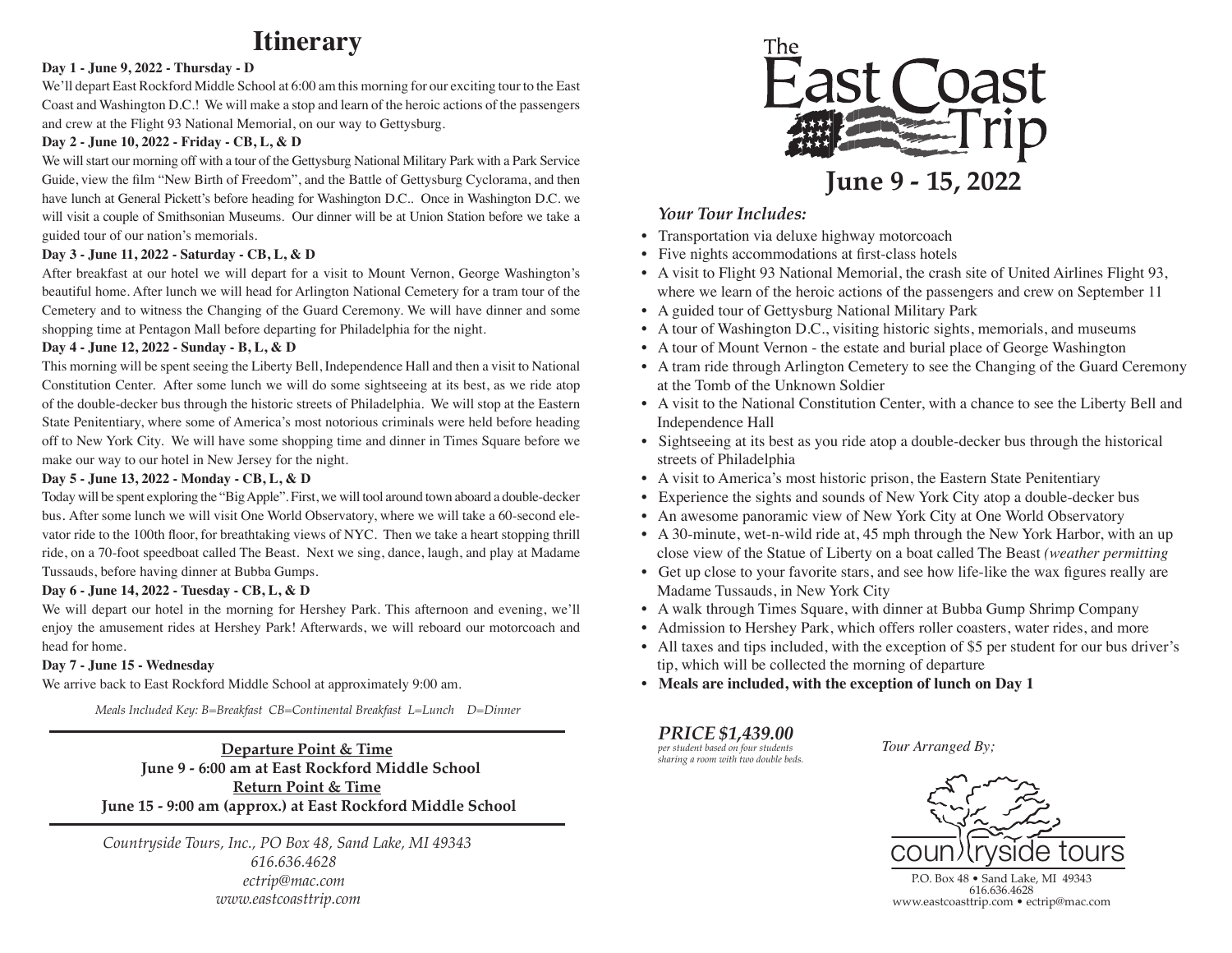# Itinerary

**Day 1 - June 9, 2022 - Thursday - D**

We'll depart East Rockford Middle School at 6:00 am this morning for our exciting tour to the East Coast and Washington D.C.! We will make a stop and learn of the heroic actions of the passengers and crew at the Flight 93 National Memorial, on our way to Gettysburg.

**Day 2 - June 10, 2022 - Friday - CB, L, & D**

We will start our morning off with a tour of the Gettysburg National Military Park with a Park Service Guide, view the film "New Birth of Freedom", and the Battle of Gettysburg Cyclorama, and then have lunch at General Pickett's before heading for Washington D.C.. Once in Washington D.C. we will visit a couple of Smithsonian Museums. Our dinner will be at Union Station before we take a guided tour of our nation's memorials.

**Day 3 - June 11, 2022 - Saturday - CB, L, & D**

After breakfast at our hotel we will depart for a visit to Mount Vernon, George Washington's beautiful home. After lunch we will head for Arlington National Cemetery for a tram tour of the Cemetery and to witness the Changing of the Guard Ceremony. We will have dinner and some shopping time at Pentagon Mall before departing for Philadelphia for the night.

**Day 4 - June 12, 2022 - Sunday - B, L, & D**

This morning will be spent seeing the Liberty Bell, Independence Hall and then a visit to National Constitution Center. After some lunch we will do some sightseeing at its best, as we ride atop of the double-decker bus through the historic streets of Philadelphia. We will stop at the Eastern State Penitentiary, where some of America's most notorious criminals were held before heading off to New York City. We will have some shopping time and dinner in Times Square before we make our way to our hotel in New Jersey for the night.

**Day 5 - June 13, 2022 - Monday - CB, L, & D**

Today will be spent exploring the "Big Apple". First, we will tool around town aboard a double-decker bus. After some lunch we will visit One World Observatory, where we will take a 60-second elevator ride to the 100th floor, for breathtaking views of NYC. Then we take a heart stopping thrill ride, on a 70-foot speedboat called The Beast. Next we sing, dance, laugh, and play at Madame Tussauds, before having dinner at Bubba Gumps.

**Day 6 - June 14, 2022 - Tuesday - CB, L, & D**

We will depart our hotel in the morning for Hershey Park. This afternoon and evening, we'll enjoy the amusement rides at Hershey Park! Afterwards, we will reboard our motorcoach and head for home.

**Day 7 - June 15 - Wednesday**

We arrive back to East Rockford Middle School at approximately 9:00 am.

*Meals Included Key: B=Breakfast CB=Continental Breakfast L=Lunch D=Dinner*

---

**Departure Point & Time**
**June 9 - 6:00 am at East Rockford Middle School**
**Return Point & Time**
**June 15 - 9:00 am (approx.) at East Rockford Middle School**

---

*Countryside Tours, Inc., PO Box 48, Sand Lake, MI 49343*
*616.636.4628*
*ectrip@mac.com*
*www.eastcoasttrip.com*

# The East Coast Trip

## June 9 - 15, 2022

### *Your Tour Includes:*

- Transportation via deluxe highway motorcoach
- Five nights accommodations at first-class hotels
- A visit to Flight 93 National Memorial, the crash site of United Airlines Flight 93, where we learn of the heroic actions of the passengers and crew on September 11
- A guided tour of Gettysburg National Military Park
- A tour of Washington D.C., visiting historic sights, memorials, and museums
- A tour of Mount Vernon - the estate and burial place of George Washington
- A tram ride through Arlington Cemetery to see the Changing of the Guard Ceremony at the Tomb of the Unknown Soldier
- A visit to the National Constitution Center, with a chance to see the Liberty Bell and Independence Hall
- Sightseeing at its best as you ride atop a double-decker bus through the historical streets of Philadelphia
- A visit to America's most historic prison, the Eastern State Penitentiary
- Experience the sights and sounds of New York City atop a double-decker bus
- An awesome panoramic view of New York City at One World Observatory
- A 30-minute, wet-n-wild ride at, 45 mph through the New York Harbor, with an up close view of the Statue of Liberty on a boat called The Beast *(weather permitting*
- Get up close to your favorite stars, and see how life-like the wax figures really are Madame Tussauds, in New York City
- A walk through Times Square, with dinner at Bubba Gump Shrimp Company
- Admission to Hershey Park, which offers roller coasters, water rides, and more
- All taxes and tips included, with the exception of $5 per student for our bus driver's tip, which will be collected the morning of departure
- **Meals are included, with the exception of lunch on Day 1**

***PRICE $1,439.00***
*per student based on four students sharing a room with two double beds.*

*Tour Arranged By;*

countryside tours
P.O. Box 48 • Sand Lake, MI 49343
616.636.4628
www.eastcoasttrip.com • ectrip@mac.com